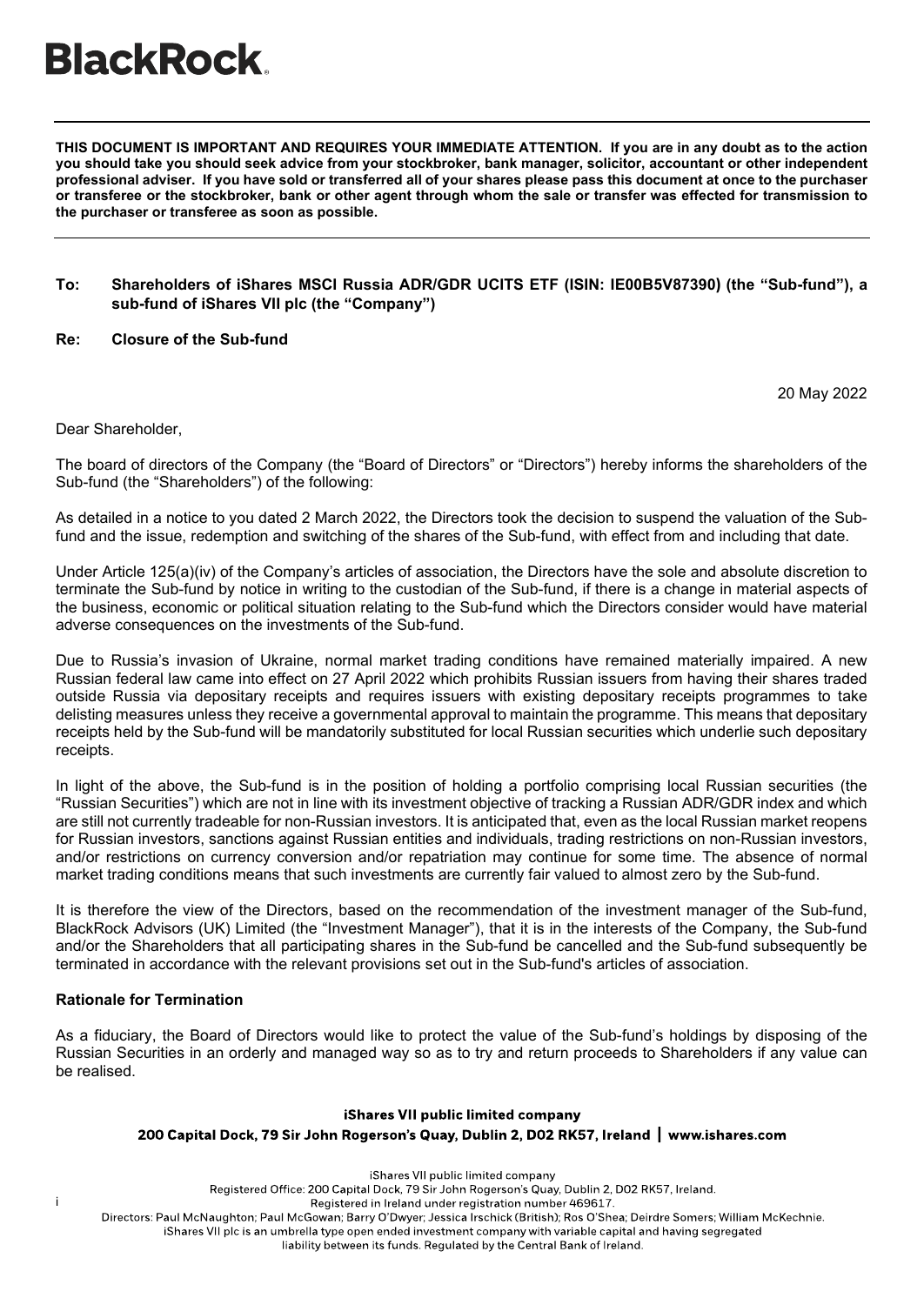**BlackRock**

**THIS DOCUMENT IS IMPORTANT AND REQUIRES YOUR IMMEDIATE ATTENTION. If you are in any doubt as to the action you should take you should seek advice from your stockbroker, bank manager, solicitor, accountant or other independent professional adviser. If you have sold or transferred all of your shares please pass this document at once to the purchaser or transferee or the stockbroker, bank or other agent through whom the sale or transfer was effected for transmission to the purchaser or transferee as soon as possible.**

**To: Shareholders of iShares MSCI Russia ADR/GDR UCITS ETF (ISIN: IE00B5V87390) (the "Sub-fund"), a sub-fund of iShares VII plc (the "Company")**

**Re: Closure of the Sub-fund**

20 May 2022

Dear Shareholder,

The board of directors of the Company (the "Board of Directors" or "Directors") hereby informs the shareholders of the Sub-fund (the "Shareholders") of the following:

As detailed in a notice to you dated 2 March 2022, the Directors took the decision to suspend the valuation of the Sub-fund and the issue, redemption and switching of the shares of the Sub-fund, with effect from and including that date.

Under Article 125(a)(iv) of the Company's articles of association, the Directors have the sole and absolute discretion to terminate the Sub-fund by notice in writing to the custodian of the Sub-fund, if there is a change in material aspects of the business, economic or political situation relating to the Sub-fund which the Directors consider would have material adverse consequences on the investments of the Sub-fund.

Due to Russia's invasion of Ukraine, normal market trading conditions have remained materially impaired. A new Russian federal law came into effect on 27 April 2022 which prohibits Russian issuers from having their shares traded outside Russia via depositary receipts and requires issuers with existing depositary receipts programmes to take delisting measures unless they receive a governmental approval to maintain the programme. This means that depositary receipts held by the Sub-fund will be mandatorily substituted for local Russian securities which underlie such depositary receipts.

In light of the above, the Sub-fund is in the position of holding a portfolio comprising local Russian securities (the "Russian Securities") which are not in line with its investment objective of tracking a Russian ADR/GDR index and which are still not currently tradeable for non-Russian investors. It is anticipated that, even as the local Russian market reopens for Russian investors, sanctions against Russian entities and individuals, trading restrictions on non-Russian investors, and/or restrictions on currency conversion and/or repatriation may continue for some time. The absence of normal market trading conditions means that such investments are currently fair valued to almost zero by the Sub-fund.

It is therefore the view of the Directors, based on the recommendation of the investment manager of the Sub-fund, BlackRock Advisors (UK) Limited (the "Investment Manager"), that it is in the interests of the Company, the Sub-fund and/or the Shareholders that all participating shares in the Sub-fund be cancelled and the Sub-fund subsequently be terminated in accordance with the relevant provisions set out in the Sub-fund's articles of association.

**Rationale for Termination**

As a fiduciary, the Board of Directors would like to protect the value of the Sub-fund's holdings by disposing of the Russian Securities in an orderly and managed way so as to try and return proceeds to Shareholders if any value can be realised.

**iShares VII public limited company**
**200 Capital Dock, 79 Sir John Rogerson's Quay, Dublin 2, D02 RK57, Ireland | www.ishares.com**

iShares VII public limited company
Registered Office: 200 Capital Dock, 79 Sir John Rogerson's Quay, Dublin 2, D02 RK57, Ireland.
Registered in Ireland under registration number 469617.
Directors: Paul McNaughton; Paul McGowan; Barry O'Dwyer; Jessica Irschick (British); Ros O'Shea; Deirdre Somers; William McKechnie.
iShares VII plc is an umbrella type open ended investment company with variable capital and having segregated liability between its funds. Regulated by the Central Bank of Ireland.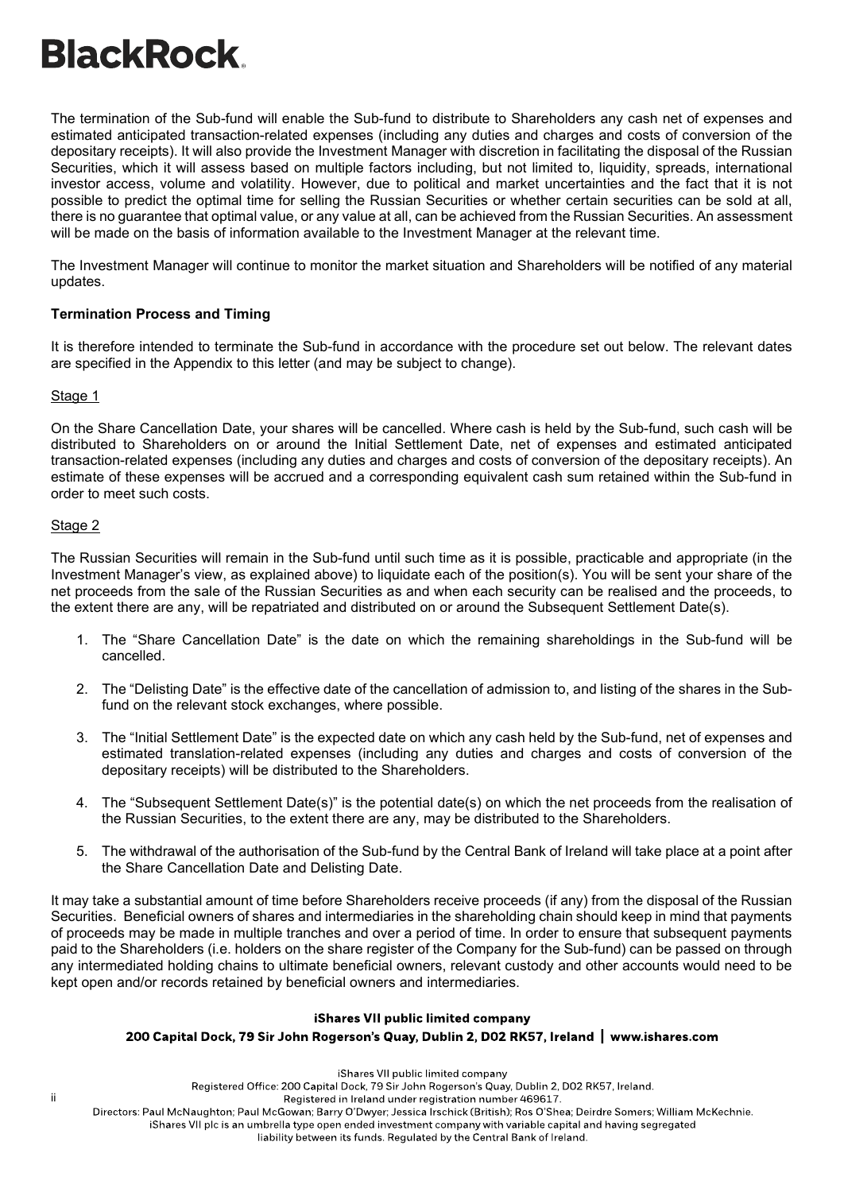The termination of the Sub-fund will enable the Sub-fund to distribute to Shareholders any cash net of expenses and estimated anticipated transaction-related expenses (including any duties and charges and costs of conversion of the depositary receipts). It will also provide the Investment Manager with discretion in facilitating the disposal of the Russian Securities, which it will assess based on multiple factors including, but not limited to, liquidity, spreads, international investor access, volume and volatility. However, due to political and market uncertainties and the fact that it is not possible to predict the optimal time for selling the Russian Securities or whether certain securities can be sold at all, there is no guarantee that optimal value, or any value at all, can be achieved from the Russian Securities. An assessment will be made on the basis of information available to the Investment Manager at the relevant time.

The Investment Manager will continue to monitor the market situation and Shareholders will be notified of any material updates.

**Termination Process and Timing**

It is therefore intended to terminate the Sub-fund in accordance with the procedure set out below. The relevant dates are specified in the Appendix to this letter (and may be subject to change).

Stage 1

On the Share Cancellation Date, your shares will be cancelled. Where cash is held by the Sub-fund, such cash will be distributed to Shareholders on or around the Initial Settlement Date, net of expenses and estimated anticipated transaction-related expenses (including any duties and charges and costs of conversion of the depositary receipts). An estimate of these expenses will be accrued and a corresponding equivalent cash sum retained within the Sub-fund in order to meet such costs.

Stage 2

The Russian Securities will remain in the Sub-fund until such time as it is possible, practicable and appropriate (in the Investment Manager's view, as explained above) to liquidate each of the position(s). You will be sent your share of the net proceeds from the sale of the Russian Securities as and when each security can be realised and the proceeds, to the extent there are any, will be repatriated and distributed on or around the Subsequent Settlement Date(s).

1. The "Share Cancellation Date" is the date on which the remaining shareholdings in the Sub-fund will be cancelled.
2. The "Delisting Date" is the effective date of the cancellation of admission to, and listing of the shares in the Sub-fund on the relevant stock exchanges, where possible.
3. The "Initial Settlement Date" is the expected date on which any cash held by the Sub-fund, net of expenses and estimated translation-related expenses (including any duties and charges and costs of conversion of the depositary receipts) will be distributed to the Shareholders.
4. The "Subsequent Settlement Date(s)" is the potential date(s) on which the net proceeds from the realisation of the Russian Securities, to the extent there are any, may be distributed to the Shareholders.
5. The withdrawal of the authorisation of the Sub-fund by the Central Bank of Ireland will take place at a point after the Share Cancellation Date and Delisting Date.

It may take a substantial amount of time before Shareholders receive proceeds (if any) from the disposal of the Russian Securities. Beneficial owners of shares and intermediaries in the shareholding chain should keep in mind that payments of proceeds may be made in multiple tranches and over a period of time. In order to ensure that subsequent payments paid to the Shareholders (i.e. holders on the share register of the Company for the Sub-fund) can be passed on through any intermediated holding chains to ultimate beneficial owners, relevant custody and other accounts would need to be kept open and/or records retained by beneficial owners and intermediaries.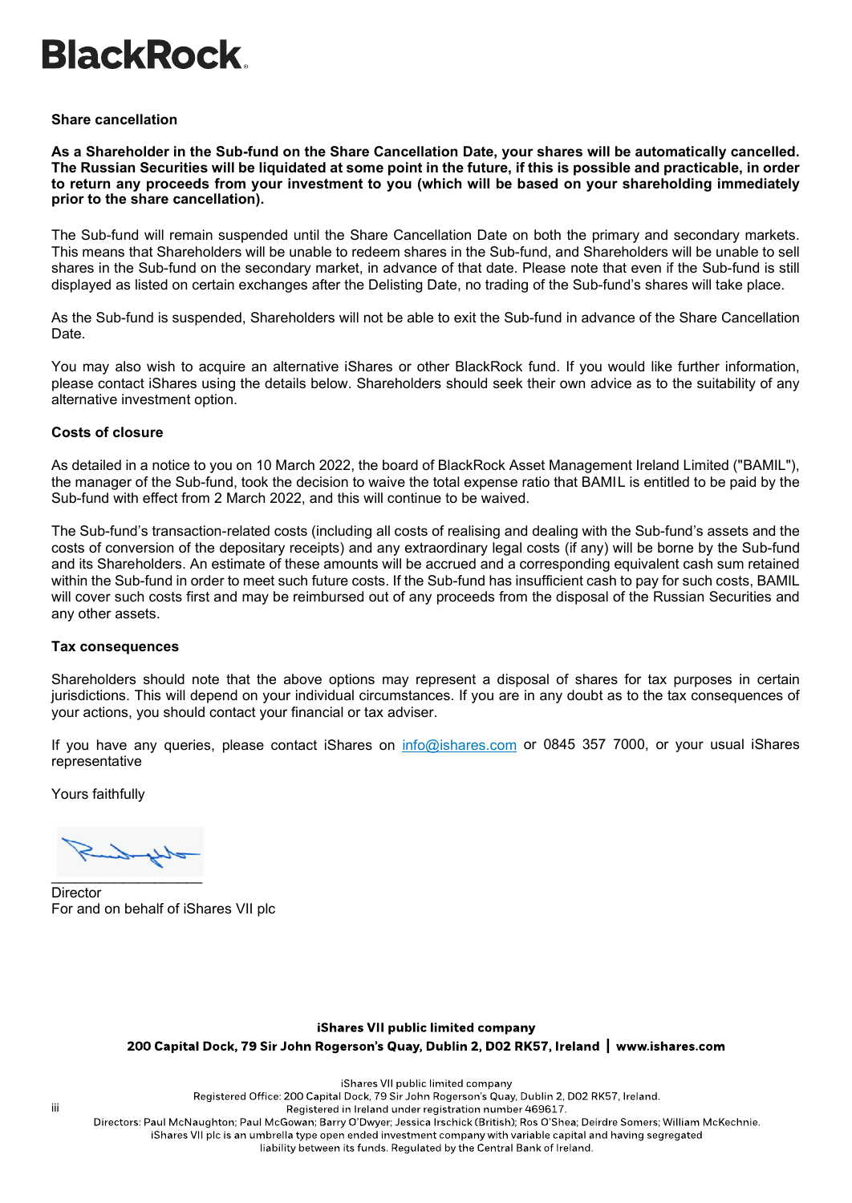**Share cancellation**

**As a Shareholder in the Sub-fund on the Share Cancellation Date, your shares will be automatically cancelled. The Russian Securities will be liquidated at some point in the future, if this is possible and practicable, in order to return any proceeds from your investment to you (which will be based on your shareholding immediately prior to the share cancellation).**

The Sub-fund will remain suspended until the Share Cancellation Date on both the primary and secondary markets. This means that Shareholders will be unable to redeem shares in the Sub-fund, and Shareholders will be unable to sell shares in the Sub-fund on the secondary market, in advance of that date. Please note that even if the Sub-fund is still displayed as listed on certain exchanges after the Delisting Date, no trading of the Sub-fund's shares will take place.

As the Sub-fund is suspended, Shareholders will not be able to exit the Sub-fund in advance of the Share Cancellation Date.

You may also wish to acquire an alternative iShares or other BlackRock fund. If you would like further information, please contact iShares using the details below. Shareholders should seek their own advice as to the suitability of any alternative investment option.

**Costs of closure**

As detailed in a notice to you on 10 March 2022, the board of BlackRock Asset Management Ireland Limited ("BAMIL"), the manager of the Sub-fund, took the decision to waive the total expense ratio that BAMIL is entitled to be paid by the Sub-fund with effect from 2 March 2022, and this will continue to be waived.

The Sub-fund's transaction-related costs (including all costs of realising and dealing with the Sub-fund's assets and the costs of conversion of the depositary receipts) and any extraordinary legal costs (if any) will be borne by the Sub-fund and its Shareholders. An estimate of these amounts will be accrued and a corresponding equivalent cash sum retained within the Sub-fund in order to meet such future costs. If the Sub-fund has insufficient cash to pay for such costs, BAMIL will cover such costs first and may be reimbursed out of any proceeds from the disposal of the Russian Securities and any other assets.

**Tax consequences**

Shareholders should note that the above options may represent a disposal of shares for tax purposes in certain jurisdictions. This will depend on your individual circumstances. If you are in any doubt as to the tax consequences of your actions, you should contact your financial or tax adviser.

If you have any queries, please contact iShares on info@ishares.com or 0845 357 7000, or your usual iShares representative

Yours faithfully

Director
For and on behalf of iShares VII plc

**iShares VII public limited company**
**200 Capital Dock, 79 Sir John Rogerson's Quay, Dublin 2, D02 RK57, Ireland | www.ishares.com**

iShares VII public limited company
Registered Office: 200 Capital Dock, 79 Sir John Rogerson's Quay, Dublin 2, D02 RK57, Ireland.
Registered in Ireland under registration number 469617.
Directors: Paul McNaughton; Paul McGowan; Barry O'Dwyer; Jessica Irschick (British); Ros O'Shea; Deirdre Somers; William McKechnie.
iShares VII plc is an umbrella type open ended investment company with variable capital and having segregated liability between its funds. Regulated by the Central Bank of Ireland.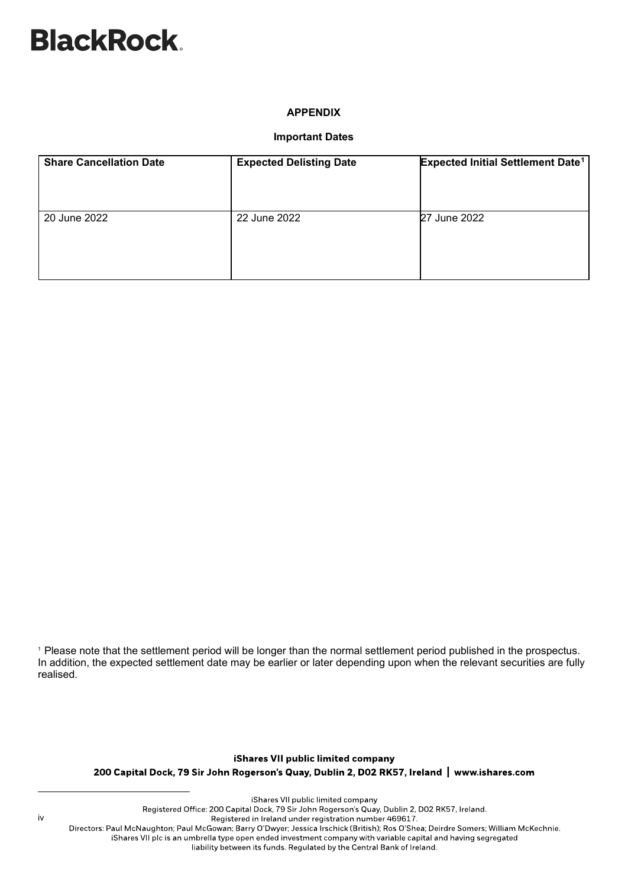**APPENDIX**

**Important Dates**

| Share Cancellation Date | Expected Delisting Date | Expected Initial Settlement Date[1] |
|---|---|---|
| 20 June 2022 | 22 June 2022 | 27 June 2022 |

[1] Please note that the settlement period will be longer than the normal settlement period published in the prospectus. In addition, the expected settlement date may be earlier or later depending upon when the relevant securities are fully realised.

**iShares VII public limited company**
**200 Capital Dock, 79 Sir John Rogerson's Quay, Dublin 2, D02 RK57, Ireland | www.ishares.com**

iShares VII public limited company
Registered Office: 200 Capital Dock, 79 Sir John Rogerson's Quay, Dublin 2, D02 RK57, Ireland.
Registered in Ireland under registration number 469617.
Directors: Paul McNaughton; Paul McGowan; Barry O'Dwyer; Jessica Irschick (British); Ros O'Shea; Deirdre Somers; William McKechnie.
iShares VII plc is an umbrella type open ended investment company with variable capital and having segregated liability between its funds. Regulated by the Central Bank of Ireland.